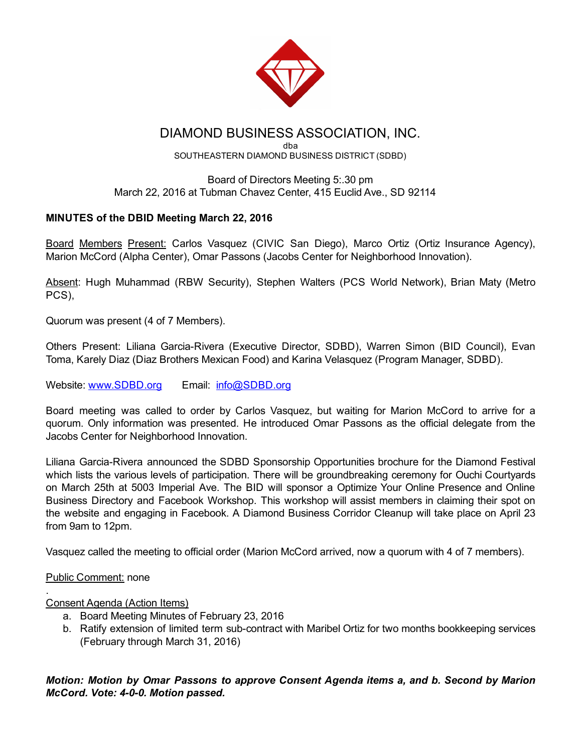# DIAMOND BUSINESS ASSOCIATION, INC.

dba

SOUTHEASTERN DIAMOND BUSINESS DISTRICT (SDBD)

Board of Directors Meeting 5:.30 pm
March 22, 2016 at Tubman Chavez Center, 415 Euclid Ave., SD 92114

**MINUTES of the DBID Meeting March 22, 2016**

Board Members Present: Carlos Vasquez (CIVIC San Diego), Marco Ortiz (Ortiz Insurance Agency), Marion McCord (Alpha Center), Omar Passons (Jacobs Center for Neighborhood Innovation).

Absent: Hugh Muhammad (RBW Security), Stephen Walters (PCS World Network), Brian Maty (Metro PCS),

Quorum was present (4 of 7 Members).

Others Present: Liliana Garcia-Rivera (Executive Director, SDBD), Warren Simon (BID Council), Evan Toma, Karely Diaz (Diaz Brothers Mexican Food) and Karina Velasquez (Program Manager, SDBD).

Website: www.SDBD.org Email: info@SDBD.org

Board meeting was called to order by Carlos Vasquez, but waiting for Marion McCord to arrive for a quorum. Only information was presented. He introduced Omar Passons as the official delegate from the Jacobs Center for Neighborhood Innovation.

Liliana Garcia-Rivera announced the SDBD Sponsorship Opportunities brochure for the Diamond Festival which lists the various levels of participation. There will be groundbreaking ceremony for Ouchi Courtyards on March 25th at 5003 Imperial Ave. The BID will sponsor a Optimize Your Online Presence and Online Business Directory and Facebook Workshop. This workshop will assist members in claiming their spot on the website and engaging in Facebook. A Diamond Business Corridor Cleanup will take place on April 23 from 9am to 12pm.

Vasquez called the meeting to official order (Marion McCord arrived, now a quorum with 4 of 7 members).

Public Comment: none

.

Consent Agenda (Action Items)

a. Board Meeting Minutes of February 23, 2016
b. Ratify extension of limited term sub-contract with Maribel Ortiz for two months bookkeeping services (February through March 31, 2016)

***Motion: Motion by Omar Passons to approve Consent Agenda items a, and b. Second by Marion McCord. Vote: 4-0-0. Motion passed.***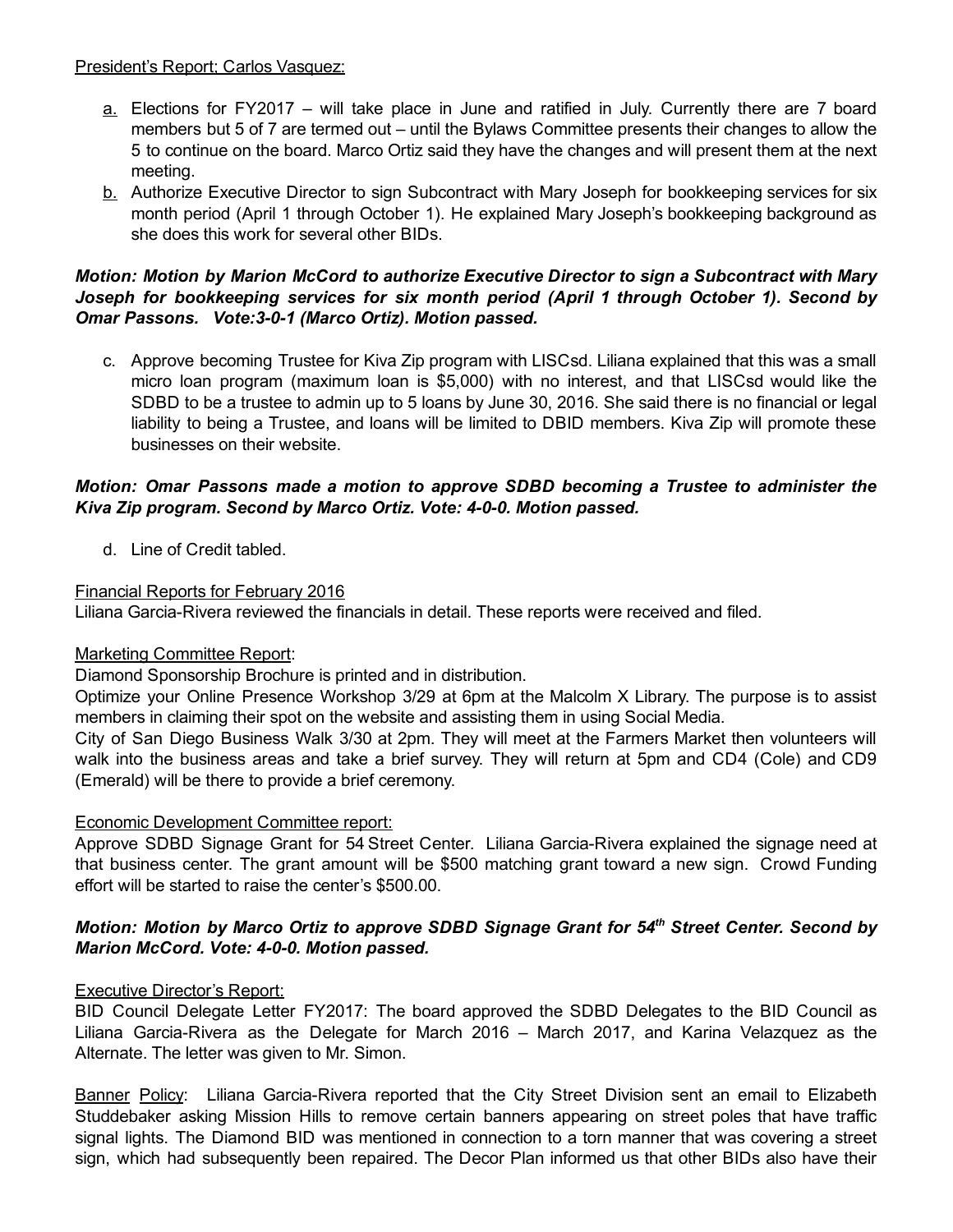President's Report; Carlos Vasquez:

a. Elections for FY2017 – will take place in June and ratified in July. Currently there are 7 board members but 5 of 7 are termed out – until the Bylaws Committee presents their changes to allow the 5 to continue on the board. Marco Ortiz said they have the changes and will present them at the next meeting.
b. Authorize Executive Director to sign Subcontract with Mary Joseph for bookkeeping services for six month period (April 1 through October 1). He explained Mary Joseph's bookkeeping background as she does this work for several other BIDs.

***Motion: Motion by Marion McCord to authorize Executive Director to sign a Subcontract with Mary Joseph for bookkeeping services for six month period (April 1 through October 1). Second by Omar Passons. Vote:3-0-1 (Marco Ortiz). Motion passed.***

c. Approve becoming Trustee for Kiva Zip program with LISCsd. Liliana explained that this was a small micro loan program (maximum loan is $5,000) with no interest, and that LISCsd would like the SDBD to be a trustee to admin up to 5 loans by June 30, 2016. She said there is no financial or legal liability to being a Trustee, and loans will be limited to DBID members. Kiva Zip will promote these businesses on their website.

***Motion: Omar Passons made a motion to approve SDBD becoming a Trustee to administer the Kiva Zip program. Second by Marco Ortiz. Vote: 4-0-0. Motion passed.***

d. Line of Credit tabled.

Financial Reports for February 2016

Liliana Garcia-Rivera reviewed the financials in detail. These reports were received and filed.

Marketing Committee Report:

Diamond Sponsorship Brochure is printed and in distribution.

Optimize your Online Presence Workshop 3/29 at 6pm at the Malcolm X Library. The purpose is to assist members in claiming their spot on the website and assisting them in using Social Media.

City of San Diego Business Walk 3/30 at 2pm. They will meet at the Farmers Market then volunteers will walk into the business areas and take a brief survey. They will return at 5pm and CD4 (Cole) and CD9 (Emerald) will be there to provide a brief ceremony.

Economic Development Committee report:

Approve SDBD Signage Grant for 54 Street Center. Liliana Garcia-Rivera explained the signage need at that business center. The grant amount will be $500 matching grant toward a new sign. Crowd Funding effort will be started to raise the center's $500.00.

***Motion: Motion by Marco Ortiz to approve SDBD Signage Grant for 54th Street Center. Second by Marion McCord. Vote: 4-0-0. Motion passed.***

Executive Director's Report:

BID Council Delegate Letter FY2017: The board approved the SDBD Delegates to the BID Council as Liliana Garcia-Rivera as the Delegate for March 2016 – March 2017, and Karina Velazquez as the Alternate. The letter was given to Mr. Simon.

Banner Policy: Liliana Garcia-Rivera reported that the City Street Division sent an email to Elizabeth Studdebaker asking Mission Hills to remove certain banners appearing on street poles that have traffic signal lights. The Diamond BID was mentioned in connection to a torn manner that was covering a street sign, which had subsequently been repaired. The Decor Plan informed us that other BIDs also have their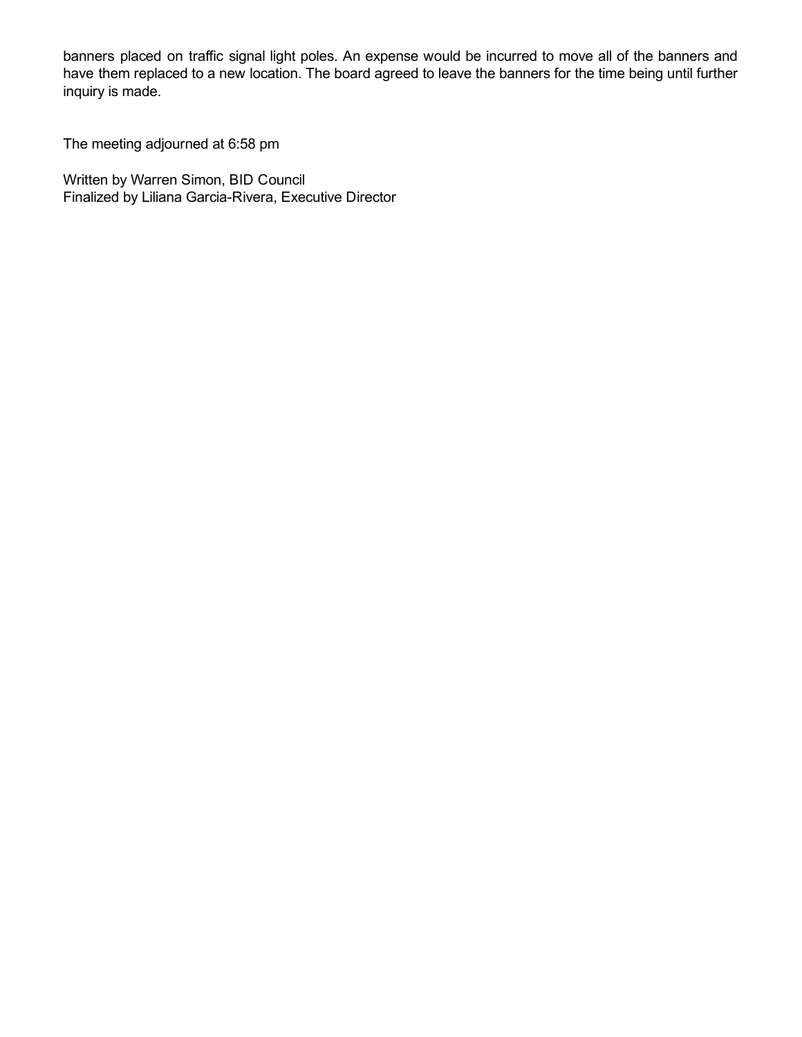banners placed on traffic signal light poles. An expense would be incurred to move all of the banners and have them replaced to a new location. The board agreed to leave the banners for the time being until further inquiry is made.

The meeting adjourned at 6:58 pm

Written by Warren Simon, BID Council
Finalized by Liliana Garcia-Rivera, Executive Director